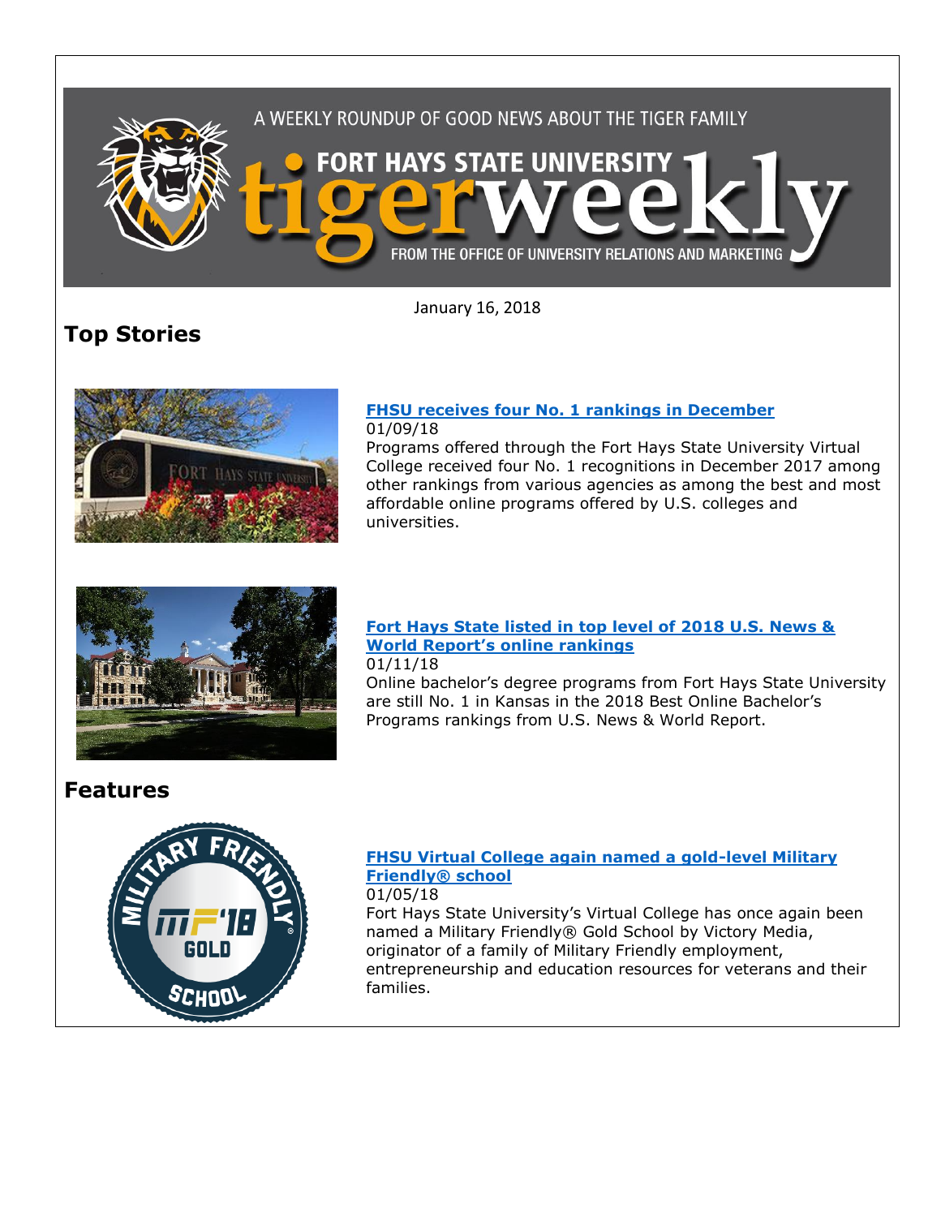A WEEKLY ROUNDUP OF GOOD NEWS ABOUT THE TIGER FAMILY

FORT HAYS STATE UNIVERSITY tigerweekly

FROM THE OFFICE OF UNIVERSITY RELATIONS AND MARKETING

January 16, 2018

## Top Stories

### FHSU receives four No. 1 rankings in December

01/09/18

Programs offered through the Fort Hays State University Virtual College received four No. 1 recognitions in December 2017 among other rankings from various agencies as among the best and most affordable online programs offered by U.S. colleges and universities.

### Fort Hays State listed in top level of 2018 U.S. News & World Report's online rankings

01/11/18

Online bachelor's degree programs from Fort Hays State University are still No. 1 in Kansas in the 2018 Best Online Bachelor's Programs rankings from U.S. News & World Report.

## Features

### FHSU Virtual College again named a gold-level Military Friendly® school

01/05/18

Fort Hays State University's Virtual College has once again been named a Military Friendly® Gold School by Victory Media, originator of a family of Military Friendly employment, entrepreneurship and education resources for veterans and their families.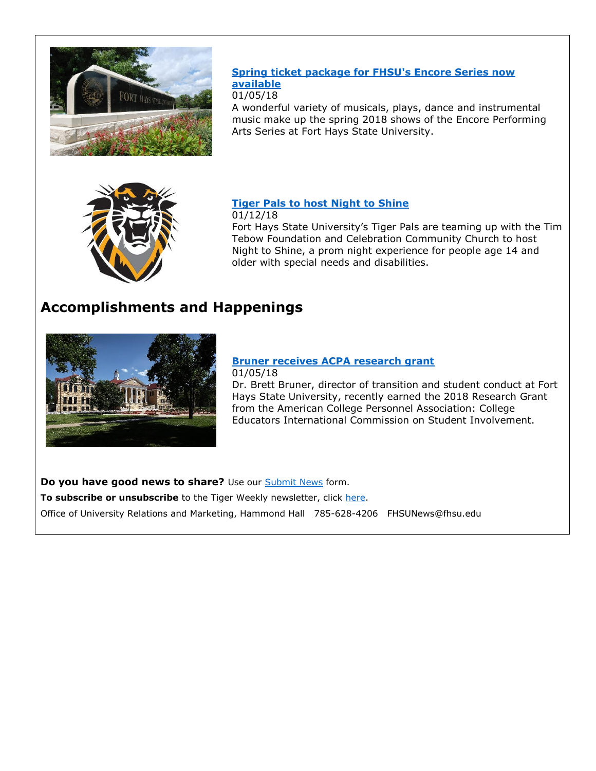**Spring ticket package for FHSU's Encore Series now available**
01/05/18
A wonderful variety of musicals, plays, dance and instrumental music make up the spring 2018 shows of the Encore Performing Arts Series at Fort Hays State University.

**Tiger Pals to host Night to Shine**
01/12/18
Fort Hays State University's Tiger Pals are teaming up with the Tim Tebow Foundation and Celebration Community Church to host Night to Shine, a prom night experience for people age 14 and older with special needs and disabilities.

## Accomplishments and Happenings

**Bruner receives ACPA research grant**
01/05/18
Dr. Brett Bruner, director of transition and student conduct at Fort Hays State University, recently earned the 2018 Research Grant from the American College Personnel Association: College Educators International Commission on Student Involvement.

**Do you have good news to share?** Use our Submit News form.

**To subscribe or unsubscribe** to the Tiger Weekly newsletter, click here.

Office of University Relations and Marketing, Hammond Hall 785-628-4206 FHSUNews@fhsu.edu